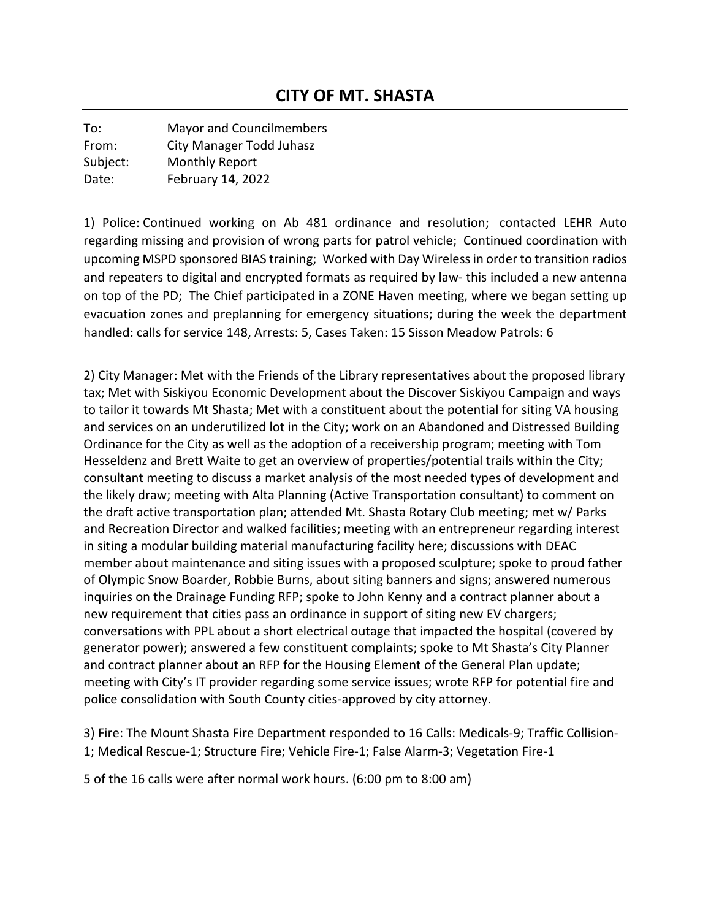# CITY OF MT. SHASTA

To: Mayor and Councilmembers
From: City Manager Todd Juhasz
Subject: Monthly Report
Date: February 14, 2022

1) Police: Continued working on Ab 481 ordinance and resolution; contacted LEHR Auto regarding missing and provision of wrong parts for patrol vehicle; Continued coordination with upcoming MSPD sponsored BIAS training; Worked with Day Wireless in order to transition radios and repeaters to digital and encrypted formats as required by law- this included a new antenna on top of the PD; The Chief participated in a ZONE Haven meeting, where we began setting up evacuation zones and preplanning for emergency situations; during the week the department handled: calls for service 148, Arrests: 5, Cases Taken: 15 Sisson Meadow Patrols: 6

2) City Manager: Met with the Friends of the Library representatives about the proposed library tax; Met with Siskiyou Economic Development about the Discover Siskiyou Campaign and ways to tailor it towards Mt Shasta; Met with a constituent about the potential for siting VA housing and services on an underutilized lot in the City; work on an Abandoned and Distressed Building Ordinance for the City as well as the adoption of a receivership program; meeting with Tom Hesseldenz and Brett Waite to get an overview of properties/potential trails within the City; consultant meeting to discuss a market analysis of the most needed types of development and the likely draw; meeting with Alta Planning (Active Transportation consultant) to comment on the draft active transportation plan; attended Mt. Shasta Rotary Club meeting; met w/ Parks and Recreation Director and walked facilities; meeting with an entrepreneur regarding interest in siting a modular building material manufacturing facility here; discussions with DEAC member about maintenance and siting issues with a proposed sculpture; spoke to proud father of Olympic Snow Boarder, Robbie Burns, about siting banners and signs; answered numerous inquiries on the Drainage Funding RFP; spoke to John Kenny and a contract planner about a new requirement that cities pass an ordinance in support of siting new EV chargers; conversations with PPL about a short electrical outage that impacted the hospital (covered by generator power); answered a few constituent complaints; spoke to Mt Shasta's City Planner and contract planner about an RFP for the Housing Element of the General Plan update; meeting with City's IT provider regarding some service issues; wrote RFP for potential fire and police consolidation with South County cities-approved by city attorney.

3) Fire: The Mount Shasta Fire Department responded to 16 Calls: Medicals-9; Traffic Collision-1; Medical Rescue-1; Structure Fire; Vehicle Fire-1; False Alarm-3; Vegetation Fire-1

5 of the 16 calls were after normal work hours. (6:00 pm to 8:00 am)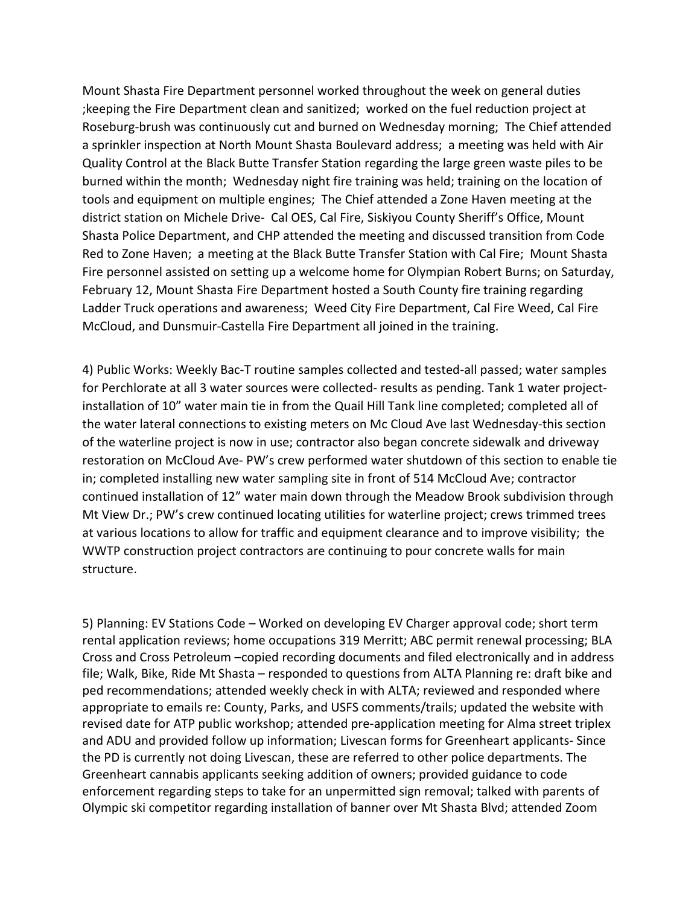Mount Shasta Fire Department personnel worked throughout the week on general duties ;keeping the Fire Department clean and sanitized; worked on the fuel reduction project at Roseburg-brush was continuously cut and burned on Wednesday morning; The Chief attended a sprinkler inspection at North Mount Shasta Boulevard address; a meeting was held with Air Quality Control at the Black Butte Transfer Station regarding the large green waste piles to be burned within the month; Wednesday night fire training was held; training on the location of tools and equipment on multiple engines; The Chief attended a Zone Haven meeting at the district station on Michele Drive- Cal OES, Cal Fire, Siskiyou County Sheriff's Office, Mount Shasta Police Department, and CHP attended the meeting and discussed transition from Code Red to Zone Haven; a meeting at the Black Butte Transfer Station with Cal Fire; Mount Shasta Fire personnel assisted on setting up a welcome home for Olympian Robert Burns; on Saturday, February 12, Mount Shasta Fire Department hosted a South County fire training regarding Ladder Truck operations and awareness; Weed City Fire Department, Cal Fire Weed, Cal Fire McCloud, and Dunsmuir-Castella Fire Department all joined in the training.

4) Public Works: Weekly Bac-T routine samples collected and tested-all passed; water samples for Perchlorate at all 3 water sources were collected- results as pending. Tank 1 water project-installation of 10" water main tie in from the Quail Hill Tank line completed; completed all of the water lateral connections to existing meters on Mc Cloud Ave last Wednesday-this section of the waterline project is now in use; contractor also began concrete sidewalk and driveway restoration on McCloud Ave- PW's crew performed water shutdown of this section to enable tie in; completed installing new water sampling site in front of 514 McCloud Ave; contractor continued installation of 12" water main down through the Meadow Brook subdivision through Mt View Dr.; PW's crew continued locating utilities for waterline project; crews trimmed trees at various locations to allow for traffic and equipment clearance and to improve visibility; the WWTP construction project contractors are continuing to pour concrete walls for main structure.

5) Planning: EV Stations Code – Worked on developing EV Charger approval code; short term rental application reviews; home occupations 319 Merritt; ABC permit renewal processing; BLA Cross and Cross Petroleum –copied recording documents and filed electronically and in address file; Walk, Bike, Ride Mt Shasta – responded to questions from ALTA Planning re: draft bike and ped recommendations; attended weekly check in with ALTA; reviewed and responded where appropriate to emails re: County, Parks, and USFS comments/trails; updated the website with revised date for ATP public workshop; attended pre-application meeting for Alma street triplex and ADU and provided follow up information; Livescan forms for Greenheart applicants- Since the PD is currently not doing Livescan, these are referred to other police departments. The Greenheart cannabis applicants seeking addition of owners; provided guidance to code enforcement regarding steps to take for an unpermitted sign removal; talked with parents of Olympic ski competitor regarding installation of banner over Mt Shasta Blvd; attended Zoom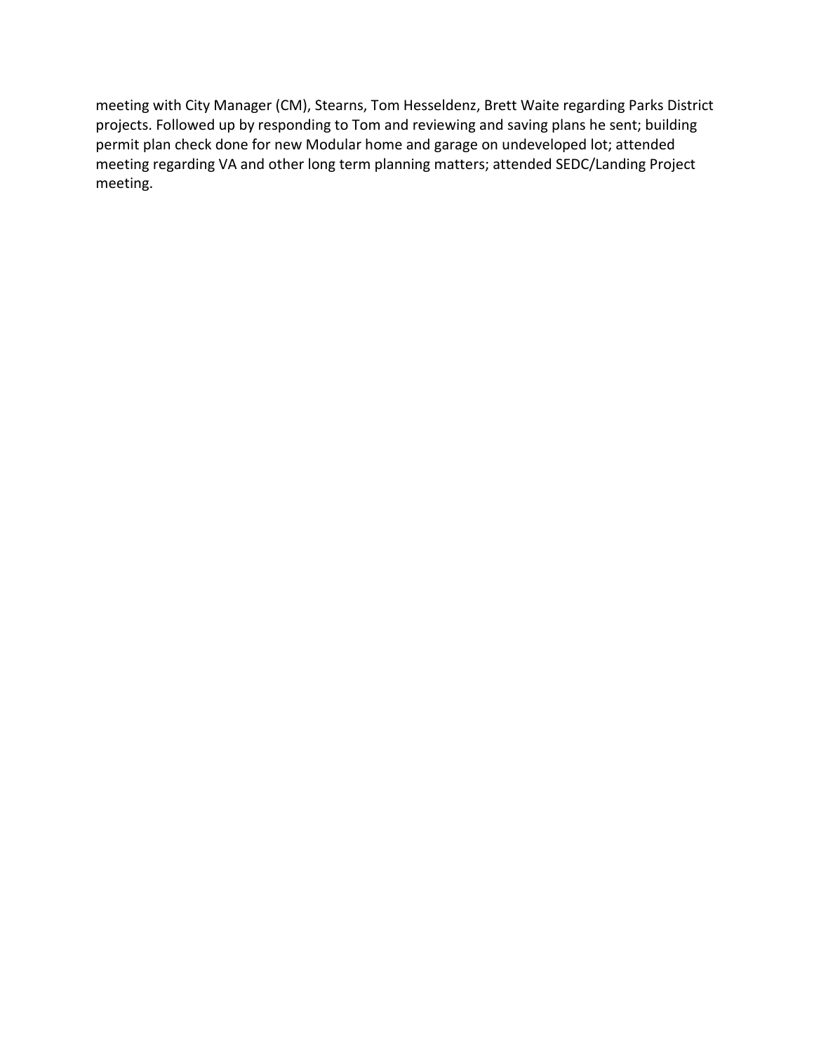meeting with City Manager (CM), Stearns, Tom Hesseldenz, Brett Waite regarding Parks District projects. Followed up by responding to Tom and reviewing and saving plans he sent; building permit plan check done for new Modular home and garage on undeveloped lot; attended meeting regarding VA and other long term planning matters; attended SEDC/Landing Project meeting.